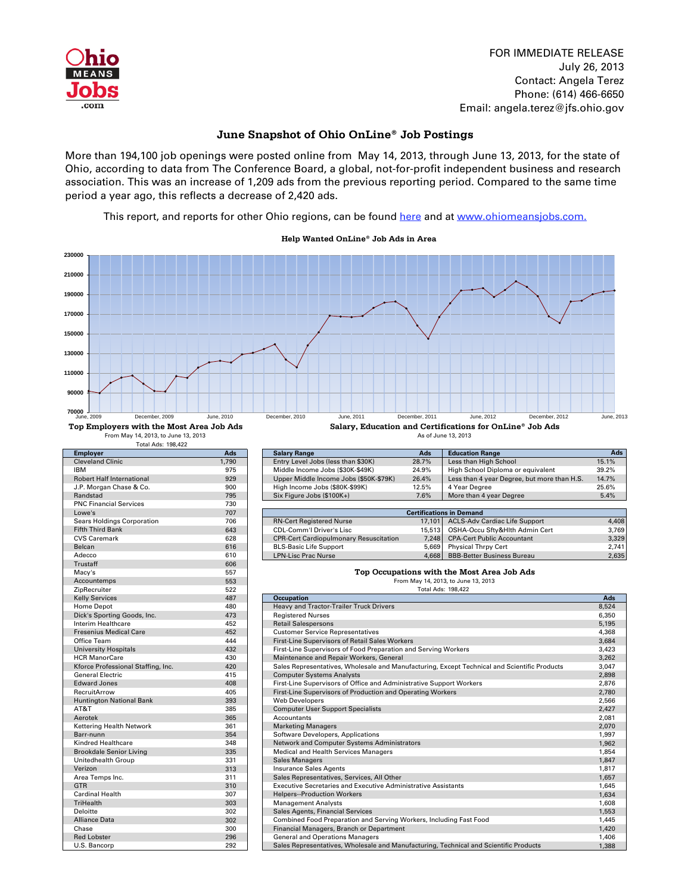Ohio MEANS Jobs .com

FOR IMMEDIATE RELEASE
July 26, 2013
Contact: Angela Terez
Phone: (614) 466-6650
Email: angela.terez@jfs.ohio.gov

## June Snapshot of Ohio OnLine® Job Postings

More than 194,100 job openings were posted online from May 14, 2013, through June 13, 2013, for the state of Ohio, according to data from The Conference Board, a global, not-for-profit independent business and research association. This was an increase of 1,209 ads from the previous reporting period. Compared to the same time period a year ago, this reflects a decrease of 2,420 ads.

This report, and reports for other Ohio regions, can be found here and at www.ohiomeansjobs.com.

### Help Wanted OnLine® Job Ads in Area

### Top Employers with the Most Area Job Ads

From May 14, 2013, to June 13, 2013
Total Ads: 198,422

| Employer | Ads |
|---|---|
| Cleveland Clinic | 1,790 |
| IBM | 975 |
| Robert Half International | 929 |
| J.P. Morgan Chase & Co. | 900 |
| Randstad | 795 |
| PNC Financial Services | 730 |
| Lowe's | 707 |
| Sears Holdings Corporation | 706 |
| Fifth Third Bank | 643 |
| CVS Caremark | 628 |
| Belcan | 616 |
| Adecco | 610 |
| Trustaff | 606 |
| Macy's | 557 |
| Accountemps | 553 |
| ZipRecruiter | 522 |
| Kelly Services | 487 |
| Home Depot | 480 |
| Dick's Sporting Goods, Inc. | 473 |
| Interim Healthcare | 452 |
| Fresenius Medical Care | 452 |
| Office Team | 444 |
| University Hospitals | 432 |
| HCR ManorCare | 430 |
| Kforce Professional Staffing, Inc. | 420 |
| General Electric | 415 |
| Edward Jones | 408 |
| RecruitArrow | 405 |
| Huntington National Bank | 393 |
| AT&T | 385 |
| Aerotek | 365 |
| Kettering Health Network | 361 |
| Barr-nunn | 354 |
| Kindred Healthcare | 348 |
| Brookdale Senior Living | 335 |
| Unitedhealth Group | 331 |
| Verizon | 313 |
| Area Temps Inc. | 311 |
| GTR | 310 |
| Cardinal Health | 307 |
| TriHealth | 303 |
| Deloitte | 302 |
| Alliance Data | 302 |
| Chase | 300 |
| Red Lobster | 296 |
| U.S. Bancorp | 292 |

### Salary, Education and Certifications for OnLine® Job Ads

As of June 13, 2013

| Salary Range | Ads | Education Range | Ads |
|---|---|---|---|
| Entry Level Jobs (less than $30K) | 28.7% | Less than High School | 15.1% |
| Middle Income Jobs ($30K-$49K) | 24.9% | High School Diploma or equivalent | 39.2% |
| Upper Middle Income Jobs ($50K-$79K) | 26.4% | Less than 4 year Degree, but more than H.S. | 14.7% |
| High Income Jobs ($80K-$99K) | 12.5% | 4 Year Degree | 25.6% |
| Six Figure Jobs ($100K+) | 7.6% | More than 4 year Degree | 5.4% |

| Certifications in Demand | | | |
|---|---|---|---|
| RN-Cert Registered Nurse | 17,101 | ACLS-Adv Cardiac Life Support | 4,408 |
| CDL-Comm'l Driver's Lisc | 15,513 | OSHA-Occu Sfty&Hlth Admin Cert | 3,769 |
| CPR-Cert Cardiopulmonary Resuscitation | 7,248 | CPA-Cert Public Accountant | 3,329 |
| BLS-Basic Life Support | 5,669 | Physical Thrpy Cert | 2,741 |
| LPN-Lisc Prac Nurse | 4,668 | BBB-Better Business Bureau | 2,635 |

### Top Occupations with the Most Area Job Ads

From May 14, 2013, to June 13, 2013
Total Ads: 198,422

| Occupation | Ads |
|---|---|
| Heavy and Tractor-Trailer Truck Drivers | 8,524 |
| Registered Nurses | 6,350 |
| Retail Salespersons | 5,195 |
| Customer Service Representatives | 4,368 |
| First-Line Supervisors of Retail Sales Workers | 3,684 |
| First-Line Supervisors of Food Preparation and Serving Workers | 3,423 |
| Maintenance and Repair Workers, General | 3,262 |
| Sales Representatives, Wholesale and Manufacturing, Except Technical and Scientific Products | 3,047 |
| Computer Systems Analysts | 2,898 |
| First-Line Supervisors of Office and Administrative Support Workers | 2,876 |
| First-Line Supervisors of Production and Operating Workers | 2,780 |
| Web Developers | 2,566 |
| Computer User Support Specialists | 2,427 |
| Accountants | 2,081 |
| Marketing Managers | 2,070 |
| Software Developers, Applications | 1,997 |
| Network and Computer Systems Administrators | 1,962 |
| Medical and Health Services Managers | 1,854 |
| Sales Managers | 1,847 |
| Insurance Sales Agents | 1,817 |
| Sales Representatives, Services, All Other | 1,657 |
| Executive Secretaries and Executive Administrative Assistants | 1,645 |
| Helpers--Production Workers | 1,634 |
| Management Analysts | 1,608 |
| Sales Agents, Financial Services | 1,553 |
| Combined Food Preparation and Serving Workers, Including Fast Food | 1,445 |
| Financial Managers, Branch or Department | 1,420 |
| General and Operations Managers | 1,406 |
| Sales Representatives, Wholesale and Manufacturing, Technical and Scientific Products | 1,388 |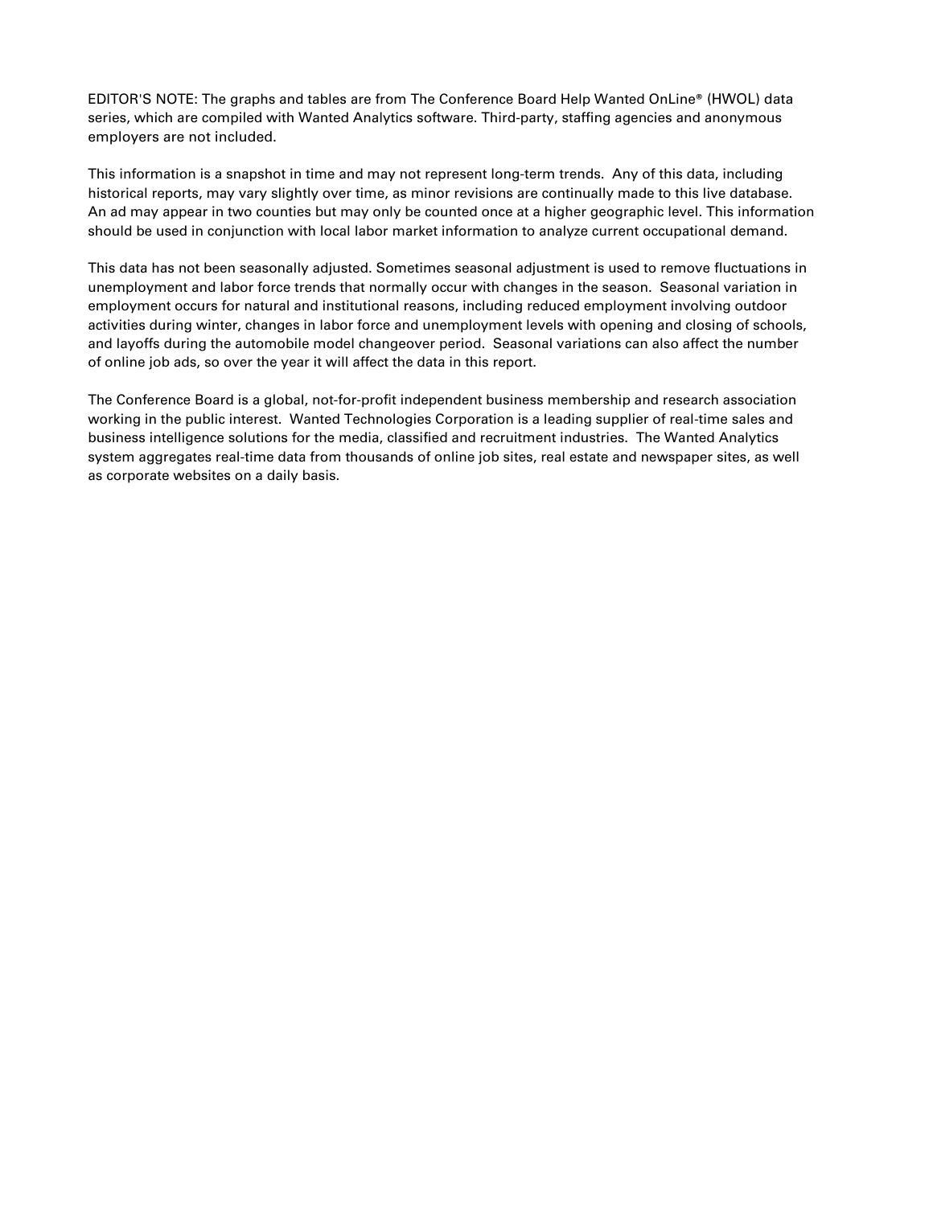EDITOR'S NOTE: The graphs and tables are from The Conference Board Help Wanted OnLine® (HWOL) data series, which are compiled with Wanted Analytics software. Third-party, staffing agencies and anonymous employers are not included.

This information is a snapshot in time and may not represent long-term trends. Any of this data, including historical reports, may vary slightly over time, as minor revisions are continually made to this live database. An ad may appear in two counties but may only be counted once at a higher geographic level. This information should be used in conjunction with local labor market information to analyze current occupational demand.

This data has not been seasonally adjusted. Sometimes seasonal adjustment is used to remove fluctuations in unemployment and labor force trends that normally occur with changes in the season. Seasonal variation in employment occurs for natural and institutional reasons, including reduced employment involving outdoor activities during winter, changes in labor force and unemployment levels with opening and closing of schools, and layoffs during the automobile model changeover period. Seasonal variations can also affect the number of online job ads, so over the year it will affect the data in this report.

The Conference Board is a global, not-for-profit independent business membership and research association working in the public interest. Wanted Technologies Corporation is a leading supplier of real-time sales and business intelligence solutions for the media, classified and recruitment industries. The Wanted Analytics system aggregates real-time data from thousands of online job sites, real estate and newspaper sites, as well as corporate websites on a daily basis.